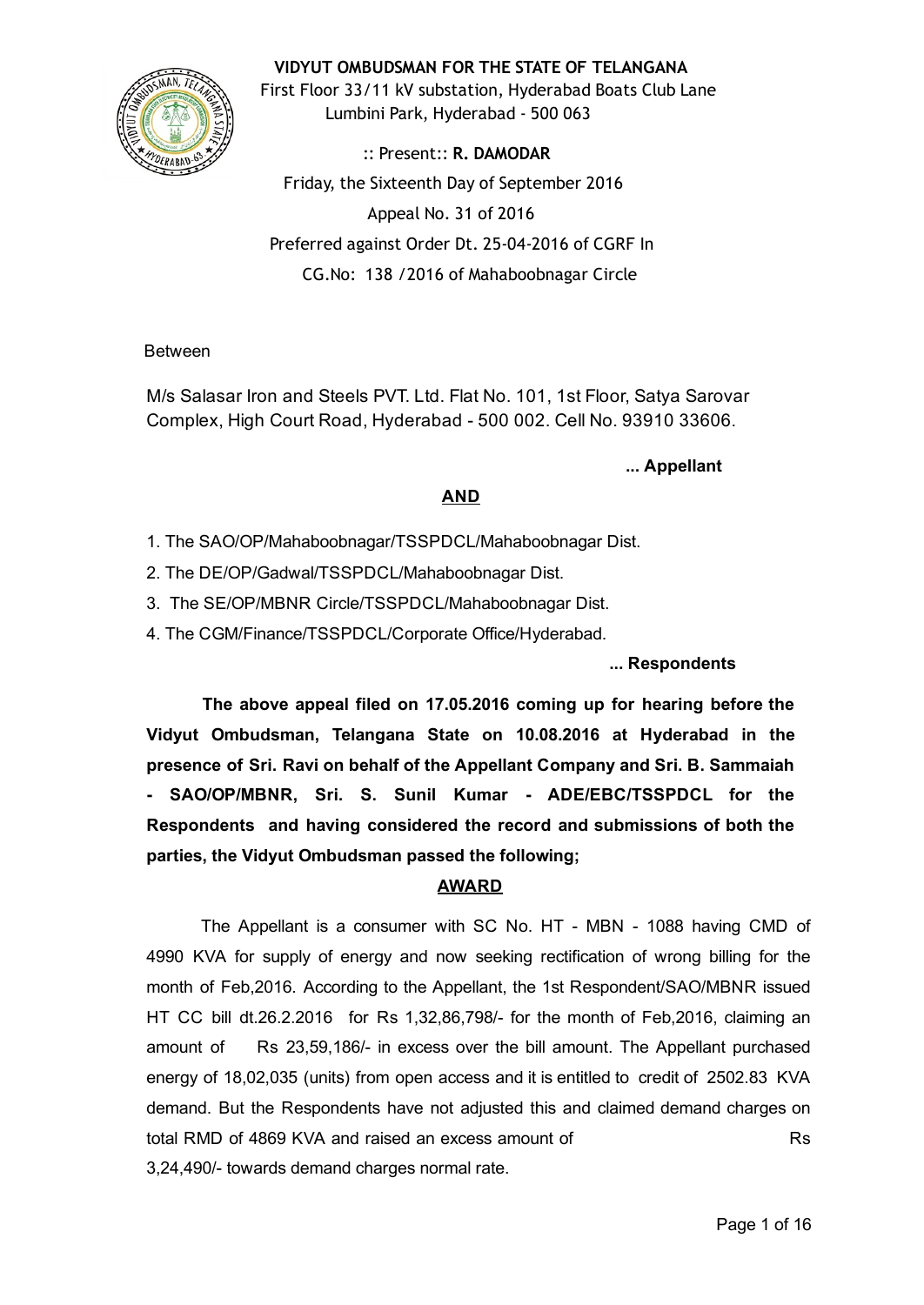**VIDYUT OMBUDSMAN FOR THE STATE OF TELANGANA**
First Floor 33/11 kV substation, Hyderabad Boats Club Lane
Lumbini Park, Hyderabad - 500 063

:: Present:: **R. DAMODAR**
Friday, the Sixteenth Day of September 2016
Appeal No. 31 of 2016
Preferred against Order Dt. 25-04-2016 of CGRF In
CG.No: 138 /2016 of Mahaboobnagar Circle

Between

M/s Salasar Iron and Steels PVT. Ltd. Flat No. 101, 1st Floor, Satya Sarovar Complex, High Court Road, Hyderabad - 500 002. Cell No. 93910 33606.

**... Appellant**

**AND**

1. The SAO/OP/Mahaboobnagar/TSSPDCL/Mahaboobnagar Dist.
2. The DE/OP/Gadwal/TSSPDCL/Mahaboobnagar Dist.
3. The SE/OP/MBNR Circle/TSSPDCL/Mahaboobnagar Dist.
4. The CGM/Finance/TSSPDCL/Corporate Office/Hyderabad.

**... Respondents**

**The above appeal filed on 17.05.2016 coming up for hearing before the Vidyut Ombudsman, Telangana State on 10.08.2016 at Hyderabad in the presence of Sri. Ravi on behalf of the Appellant Company and Sri. B. Sammaiah - SAO/OP/MBNR, Sri. S. Sunil Kumar - ADE/EBC/TSSPDCL for the Respondents and having considered the record and submissions of both the parties, the Vidyut Ombudsman passed the following;**

**AWARD**

The Appellant is a consumer with SC No. HT - MBN - 1088 having CMD of 4990 KVA for supply of energy and now seeking rectification of wrong billing for the month of Feb,2016. According to the Appellant, the 1st Respondent/SAO/MBNR issued HT CC bill dt.26.2.2016 for Rs 1,32,86,798/- for the month of Feb,2016, claiming an amount of Rs 23,59,186/- in excess over the bill amount. The Appellant purchased energy of 18,02,035 (units) from open access and it is entitled to credit of 2502.83 KVA demand. But the Respondents have not adjusted this and claimed demand charges on total RMD of 4869 KVA and raised an excess amount of Rs 3,24,490/- towards demand charges normal rate.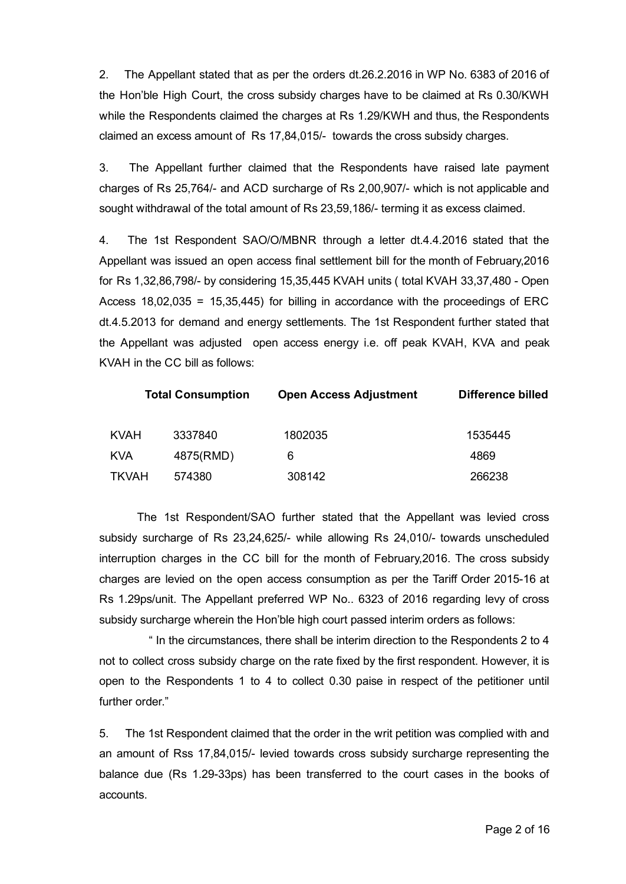2. The Appellant stated that as per the orders dt.26.2.2016 in WP No. 6383 of 2016 of the Hon'ble High Court, the cross subsidy charges have to be claimed at Rs 0.30/KWH while the Respondents claimed the charges at Rs 1.29/KWH and thus, the Respondents claimed an excess amount of Rs 17,84,015/- towards the cross subsidy charges.

3. The Appellant further claimed that the Respondents have raised late payment charges of Rs 25,764/- and ACD surcharge of Rs 2,00,907/- which is not applicable and sought withdrawal of the total amount of Rs 23,59,186/- terming it as excess claimed.

4. The 1st Respondent SAO/O/MBNR through a letter dt.4.4.2016 stated that the Appellant was issued an open access final settlement bill for the month of February,2016 for Rs 1,32,86,798/- by considering 15,35,445 KVAH units ( total KVAH 33,37,480 - Open Access 18,02,035 = 15,35,445) for billing in accordance with the proceedings of ERC dt.4.5.2013 for demand and energy settlements. The 1st Respondent further stated that the Appellant was adjusted open access energy i.e. off peak KVAH, KVA and peak KVAH in the CC bill as follows:

| | Total Consumption | Open Access Adjustment | Difference billed |
|---|---|---|---|
| KVAH | 3337840 | 1802035 | 1535445 |
| KVA | 4875(RMD) | 6 | 4869 |
| TKVAH | 574380 | 308142 | 266238 |

The 1st Respondent/SAO further stated that the Appellant was levied cross subsidy surcharge of Rs 23,24,625/- while allowing Rs 24,010/- towards unscheduled interruption charges in the CC bill for the month of February,2016. The cross subsidy charges are levied on the open access consumption as per the Tariff Order 2015-16 at Rs 1.29ps/unit. The Appellant preferred WP No.. 6323 of 2016 regarding levy of cross subsidy surcharge wherein the Hon'ble high court passed interim orders as follows:

" In the circumstances, there shall be interim direction to the Respondents 2 to 4 not to collect cross subsidy charge on the rate fixed by the first respondent. However, it is open to the Respondents 1 to 4 to collect 0.30 paise in respect of the petitioner until further order."

5. The 1st Respondent claimed that the order in the writ petition was complied with and an amount of Rss 17,84,015/- levied towards cross subsidy surcharge representing the balance due (Rs 1.29-33ps) has been transferred to the court cases in the books of accounts.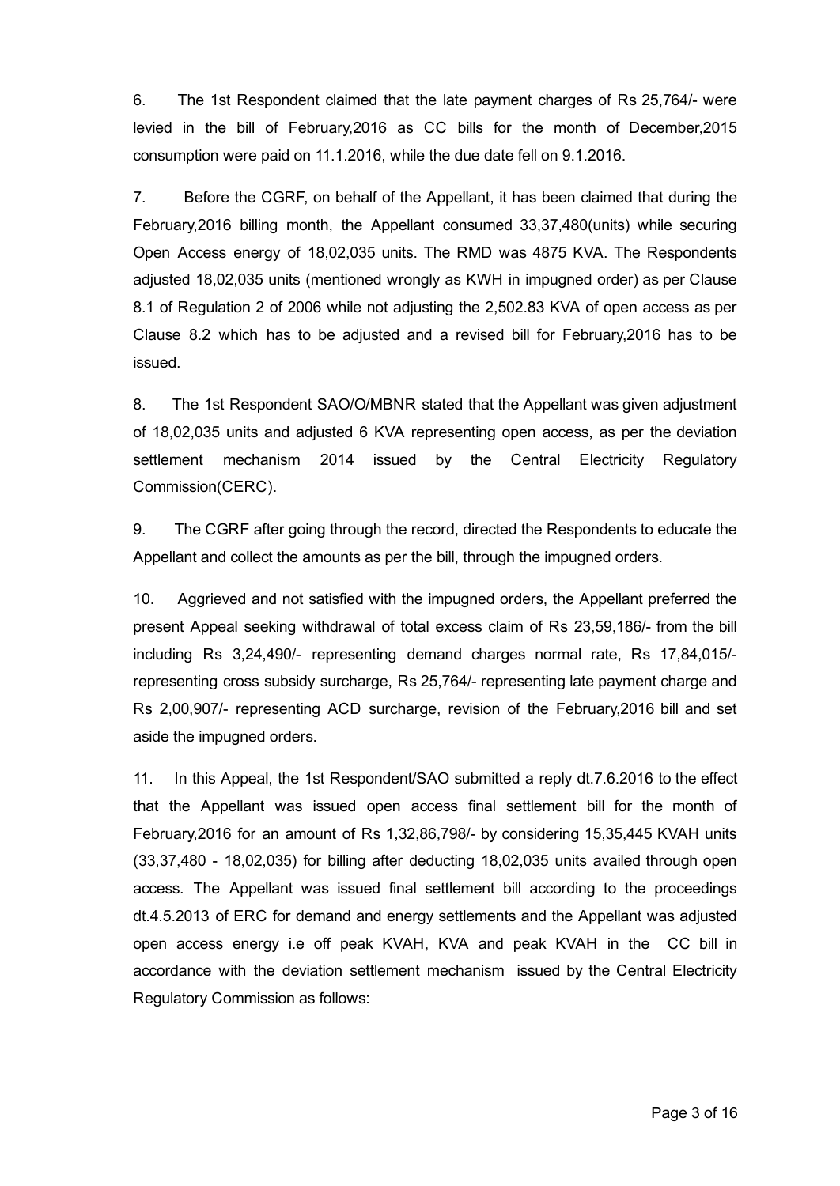6. The 1st Respondent claimed that the late payment charges of Rs 25,764/- were levied in the bill of February,2016 as CC bills for the month of December,2015 consumption were paid on 11.1.2016, while the due date fell on 9.1.2016.

7. Before the CGRF, on behalf of the Appellant, it has been claimed that during the February,2016 billing month, the Appellant consumed 33,37,480(units) while securing Open Access energy of 18,02,035 units. The RMD was 4875 KVA. The Respondents adjusted 18,02,035 units (mentioned wrongly as KWH in impugned order) as per Clause 8.1 of Regulation 2 of 2006 while not adjusting the 2,502.83 KVA of open access as per Clause 8.2 which has to be adjusted and a revised bill for February,2016 has to be issued.

8. The 1st Respondent SAO/O/MBNR stated that the Appellant was given adjustment of 18,02,035 units and adjusted 6 KVA representing open access, as per the deviation settlement mechanism 2014 issued by the Central Electricity Regulatory Commission(CERC).

9. The CGRF after going through the record, directed the Respondents to educate the Appellant and collect the amounts as per the bill, through the impugned orders.

10. Aggrieved and not satisfied with the impugned orders, the Appellant preferred the present Appeal seeking withdrawal of total excess claim of Rs 23,59,186/- from the bill including Rs 3,24,490/- representing demand charges normal rate, Rs 17,84,015/- representing cross subsidy surcharge, Rs 25,764/- representing late payment charge and Rs 2,00,907/- representing ACD surcharge, revision of the February,2016 bill and set aside the impugned orders.

11. In this Appeal, the 1st Respondent/SAO submitted a reply dt.7.6.2016 to the effect that the Appellant was issued open access final settlement bill for the month of February,2016 for an amount of Rs 1,32,86,798/- by considering 15,35,445 KVAH units (33,37,480 - 18,02,035) for billing after deducting 18,02,035 units availed through open access. The Appellant was issued final settlement bill according to the proceedings dt.4.5.2013 of ERC for demand and energy settlements and the Appellant was adjusted open access energy i.e off peak KVAH, KVA and peak KVAH in the CC bill in accordance with the deviation settlement mechanism issued by the Central Electricity Regulatory Commission as follows: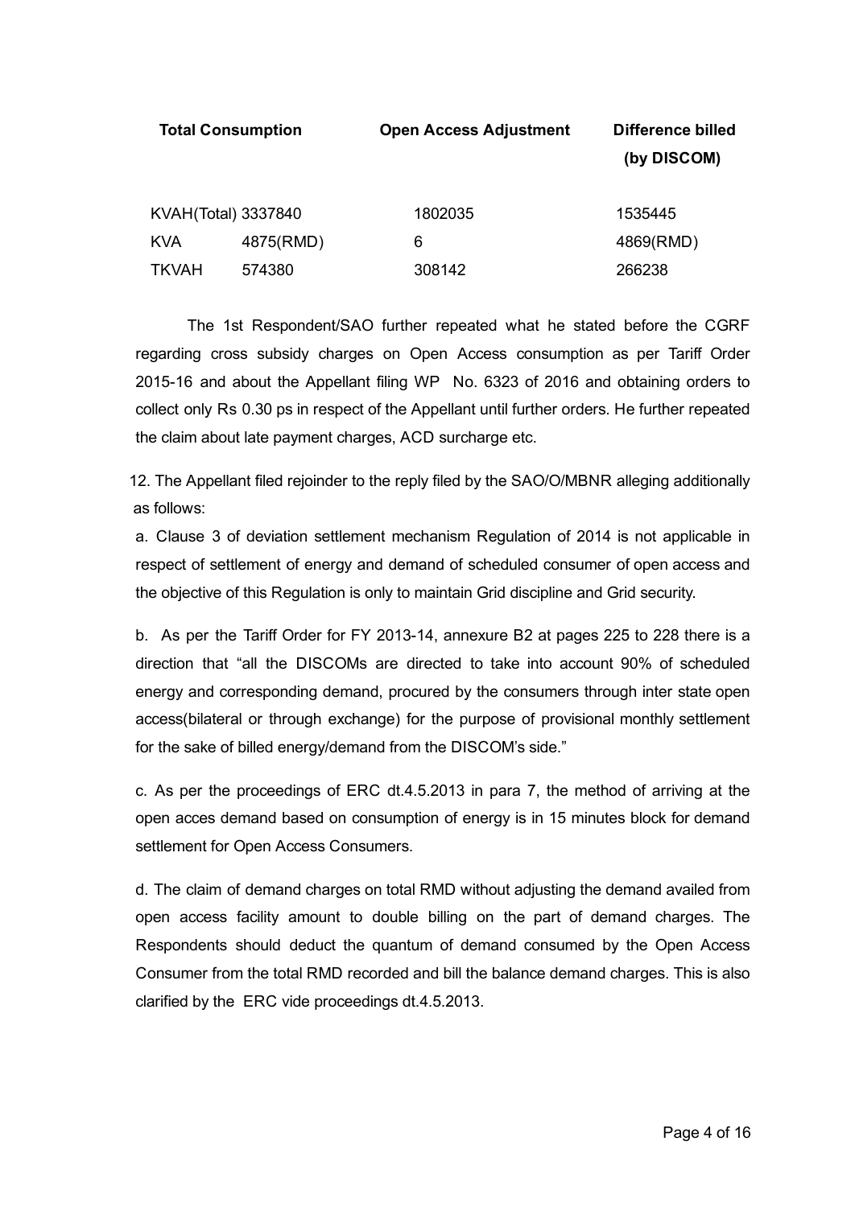| Total Consumption | | Open Access Adjustment | Difference billed (by DISCOM) |
|---|---|---|---|
| KVAH(Total) | 3337840 | 1802035 | 1535445 |
| KVA | 4875(RMD) | 6 | 4869(RMD) |
| TKVAH | 574380 | 308142 | 266238 |

The 1st Respondent/SAO further repeated what he stated before the CGRF regarding cross subsidy charges on Open Access consumption as per Tariff Order 2015-16 and about the Appellant filing WP No. 6323 of 2016 and obtaining orders to collect only Rs 0.30 ps in respect of the Appellant until further orders. He further repeated the claim about late payment charges, ACD surcharge etc.

12. The Appellant filed rejoinder to the reply filed by the SAO/O/MBNR alleging additionally as follows:

a. Clause 3 of deviation settlement mechanism Regulation of 2014 is not applicable in respect of settlement of energy and demand of scheduled consumer of open access and the objective of this Regulation is only to maintain Grid discipline and Grid security.

b. As per the Tariff Order for FY 2013-14, annexure B2 at pages 225 to 228 there is a direction that "all the DISCOMs are directed to take into account 90% of scheduled energy and corresponding demand, procured by the consumers through inter state open access(bilateral or through exchange) for the purpose of provisional monthly settlement for the sake of billed energy/demand from the DISCOM's side."

c. As per the proceedings of ERC dt.4.5.2013 in para 7, the method of arriving at the open acces demand based on consumption of energy is in 15 minutes block for demand settlement for Open Access Consumers.

d. The claim of demand charges on total RMD without adjusting the demand availed from open access facility amount to double billing on the part of demand charges. The Respondents should deduct the quantum of demand consumed by the Open Access Consumer from the total RMD recorded and bill the balance demand charges. This is also clarified by the ERC vide proceedings dt.4.5.2013.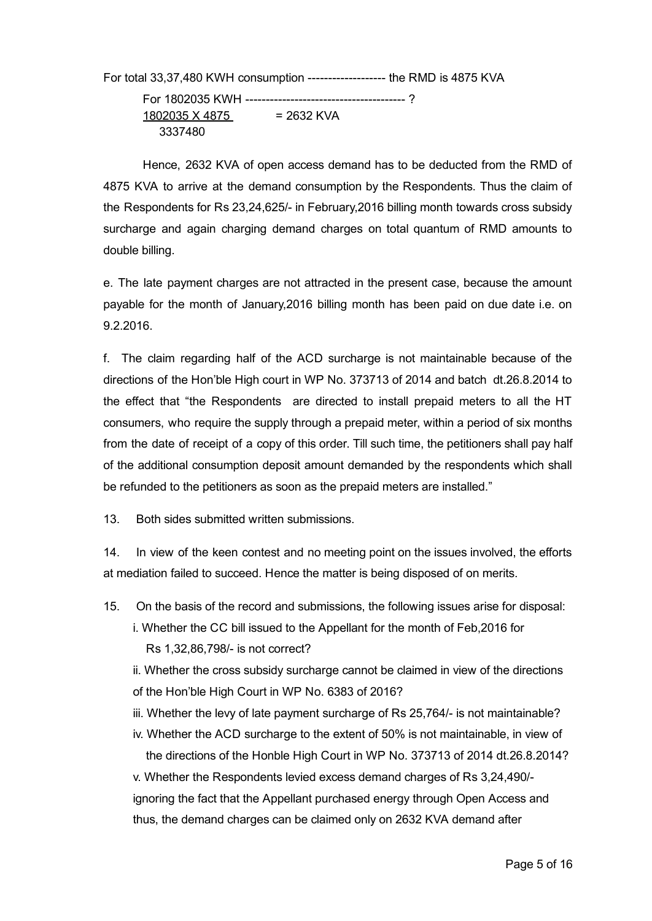For total 33,37,480 KWH consumption ------------------- the RMD is 4875 KVA

For 1802035 KWH --------------------------------------- ?

$$\frac{1802035 \times 4875}{3337480} = 2632 \text{ KVA}$$

Hence, 2632 KVA of open access demand has to be deducted from the RMD of 4875 KVA to arrive at the demand consumption by the Respondents. Thus the claim of the Respondents for Rs 23,24,625/- in February,2016 billing month towards cross subsidy surcharge and again charging demand charges on total quantum of RMD amounts to double billing.

e. The late payment charges are not attracted in the present case, because the amount payable for the month of January,2016 billing month has been paid on due date i.e. on 9.2.2016.

f. The claim regarding half of the ACD surcharge is not maintainable because of the directions of the Hon'ble High court in WP No. 373713 of 2014 and batch dt.26.8.2014 to the effect that "the Respondents are directed to install prepaid meters to all the HT consumers, who require the supply through a prepaid meter, within a period of six months from the date of receipt of a copy of this order. Till such time, the petitioners shall pay half of the additional consumption deposit amount demanded by the respondents which shall be refunded to the petitioners as soon as the prepaid meters are installed."

13. Both sides submitted written submissions.

14. In view of the keen contest and no meeting point on the issues involved, the efforts at mediation failed to succeed. Hence the matter is being disposed of on merits.

15. On the basis of the record and submissions, the following issues arise for disposal:

i. Whether the CC bill issued to the Appellant for the month of Feb,2016 for Rs 1,32,86,798/- is not correct?

ii. Whether the cross subsidy surcharge cannot be claimed in view of the directions of the Hon'ble High Court in WP No. 6383 of 2016?

iii. Whether the levy of late payment surcharge of Rs 25,764/- is not maintainable?

iv. Whether the ACD surcharge to the extent of 50% is not maintainable, in view of the directions of the Honble High Court in WP No. 373713 of 2014 dt.26.8.2014?

v. Whether the Respondents levied excess demand charges of Rs 3,24,490/- ignoring the fact that the Appellant purchased energy through Open Access and thus, the demand charges can be claimed only on 2632 KVA demand after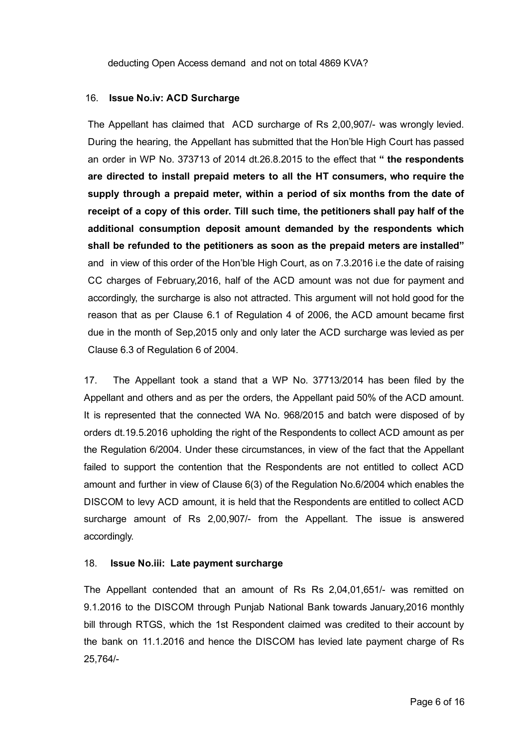deducting Open Access demand and not on total 4869 KVA?

16. **Issue No.iv: ACD Surcharge**

The Appellant has claimed that ACD surcharge of Rs 2,00,907/- was wrongly levied. During the hearing, the Appellant has submitted that the Hon'ble High Court has passed an order in WP No. 373713 of 2014 dt.26.8.2015 to the effect that **" the respondents are directed to install prepaid meters to all the HT consumers, who require the supply through a prepaid meter, within a period of six months from the date of receipt of a copy of this order. Till such time, the petitioners shall pay half of the additional consumption deposit amount demanded by the respondents which shall be refunded to the petitioners as soon as the prepaid meters are installed"** and in view of this order of the Hon'ble High Court, as on 7.3.2016 i.e the date of raising CC charges of February,2016, half of the ACD amount was not due for payment and accordingly, the surcharge is also not attracted. This argument will not hold good for the reason that as per Clause 6.1 of Regulation 4 of 2006, the ACD amount became first due in the month of Sep,2015 only and only later the ACD surcharge was levied as per Clause 6.3 of Regulation 6 of 2004.

17. The Appellant took a stand that a WP No. 37713/2014 has been filed by the Appellant and others and as per the orders, the Appellant paid 50% of the ACD amount. It is represented that the connected WA No. 968/2015 and batch were disposed of by orders dt.19.5.2016 upholding the right of the Respondents to collect ACD amount as per the Regulation 6/2004. Under these circumstances, in view of the fact that the Appellant failed to support the contention that the Respondents are not entitled to collect ACD amount and further in view of Clause 6(3) of the Regulation No.6/2004 which enables the DISCOM to levy ACD amount, it is held that the Respondents are entitled to collect ACD surcharge amount of Rs 2,00,907/- from the Appellant. The issue is answered accordingly.

18. **Issue No.iii: Late payment surcharge**

The Appellant contended that an amount of Rs Rs 2,04,01,651/- was remitted on 9.1.2016 to the DISCOM through Punjab National Bank towards January,2016 monthly bill through RTGS, which the 1st Respondent claimed was credited to their account by the bank on 11.1.2016 and hence the DISCOM has levied late payment charge of Rs 25,764/-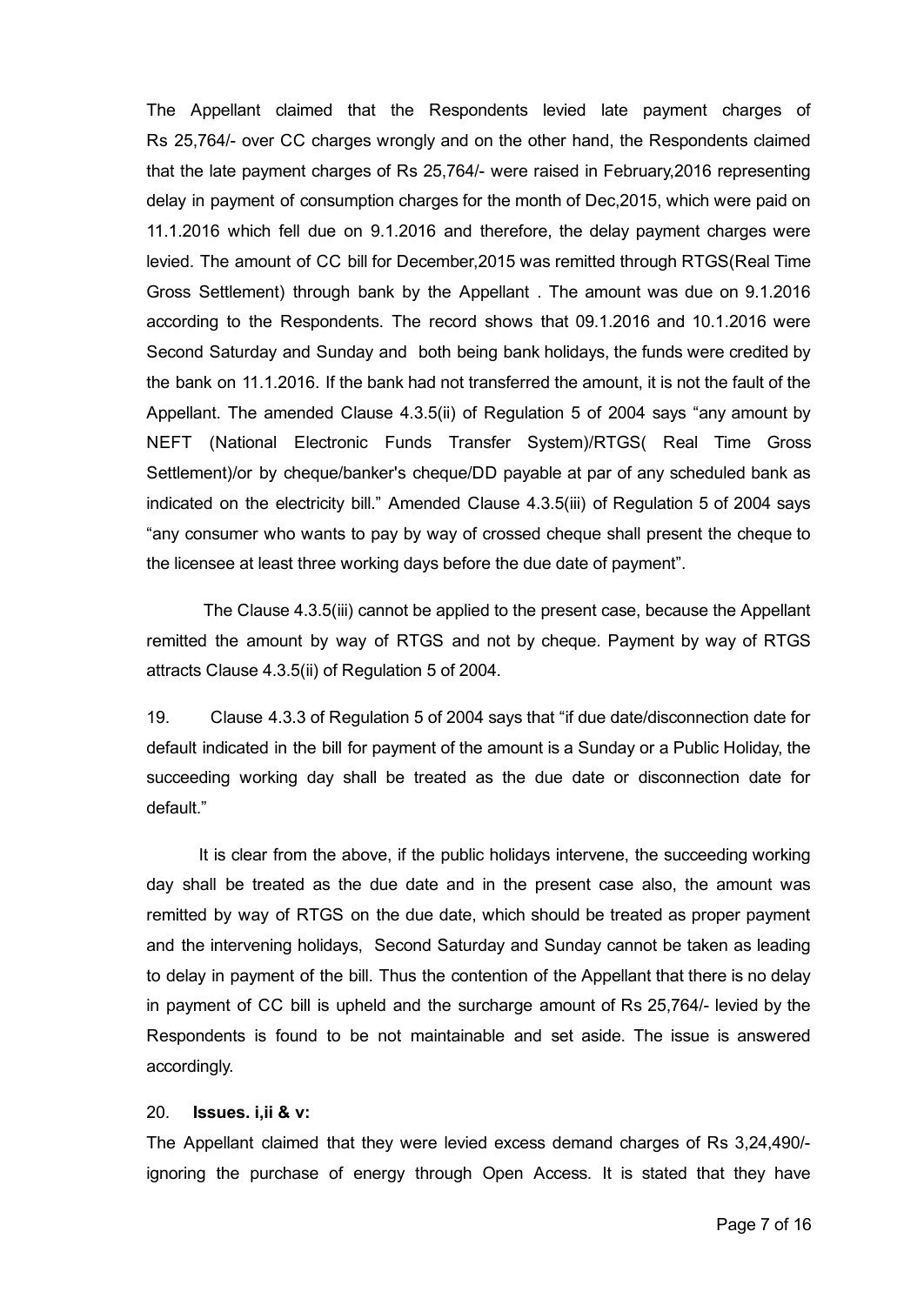The Appellant claimed that the Respondents levied late payment charges of Rs 25,764/- over CC charges wrongly and on the other hand, the Respondents claimed that the late payment charges of Rs 25,764/- were raised in February,2016 representing delay in payment of consumption charges for the month of Dec,2015, which were paid on 11.1.2016 which fell due on 9.1.2016 and therefore, the delay payment charges were levied. The amount of CC bill for December,2015 was remitted through RTGS(Real Time Gross Settlement) through bank by the Appellant . The amount was due on 9.1.2016 according to the Respondents. The record shows that 09.1.2016 and 10.1.2016 were Second Saturday and Sunday and both being bank holidays, the funds were credited by the bank on 11.1.2016. If the bank had not transferred the amount, it is not the fault of the Appellant. The amended Clause 4.3.5(ii) of Regulation 5 of 2004 says "any amount by NEFT (National Electronic Funds Transfer System)/RTGS( Real Time Gross Settlement)/or by cheque/banker's cheque/DD payable at par of any scheduled bank as indicated on the electricity bill." Amended Clause 4.3.5(iii) of Regulation 5 of 2004 says "any consumer who wants to pay by way of crossed cheque shall present the cheque to the licensee at least three working days before the due date of payment".

The Clause 4.3.5(iii) cannot be applied to the present case, because the Appellant remitted the amount by way of RTGS and not by cheque. Payment by way of RTGS attracts Clause 4.3.5(ii) of Regulation 5 of 2004.

19. Clause 4.3.3 of Regulation 5 of 2004 says that "if due date/disconnection date for default indicated in the bill for payment of the amount is a Sunday or a Public Holiday, the succeeding working day shall be treated as the due date or disconnection date for default."

It is clear from the above, if the public holidays intervene, the succeeding working day shall be treated as the due date and in the present case also, the amount was remitted by way of RTGS on the due date, which should be treated as proper payment and the intervening holidays, Second Saturday and Sunday cannot be taken as leading to delay in payment of the bill. Thus the contention of the Appellant that there is no delay in payment of CC bill is upheld and the surcharge amount of Rs 25,764/- levied by the Respondents is found to be not maintainable and set aside. The issue is answered accordingly.

20. **Issues. i,ii & v:**

The Appellant claimed that they were levied excess demand charges of Rs 3,24,490/- ignoring the purchase of energy through Open Access. It is stated that they have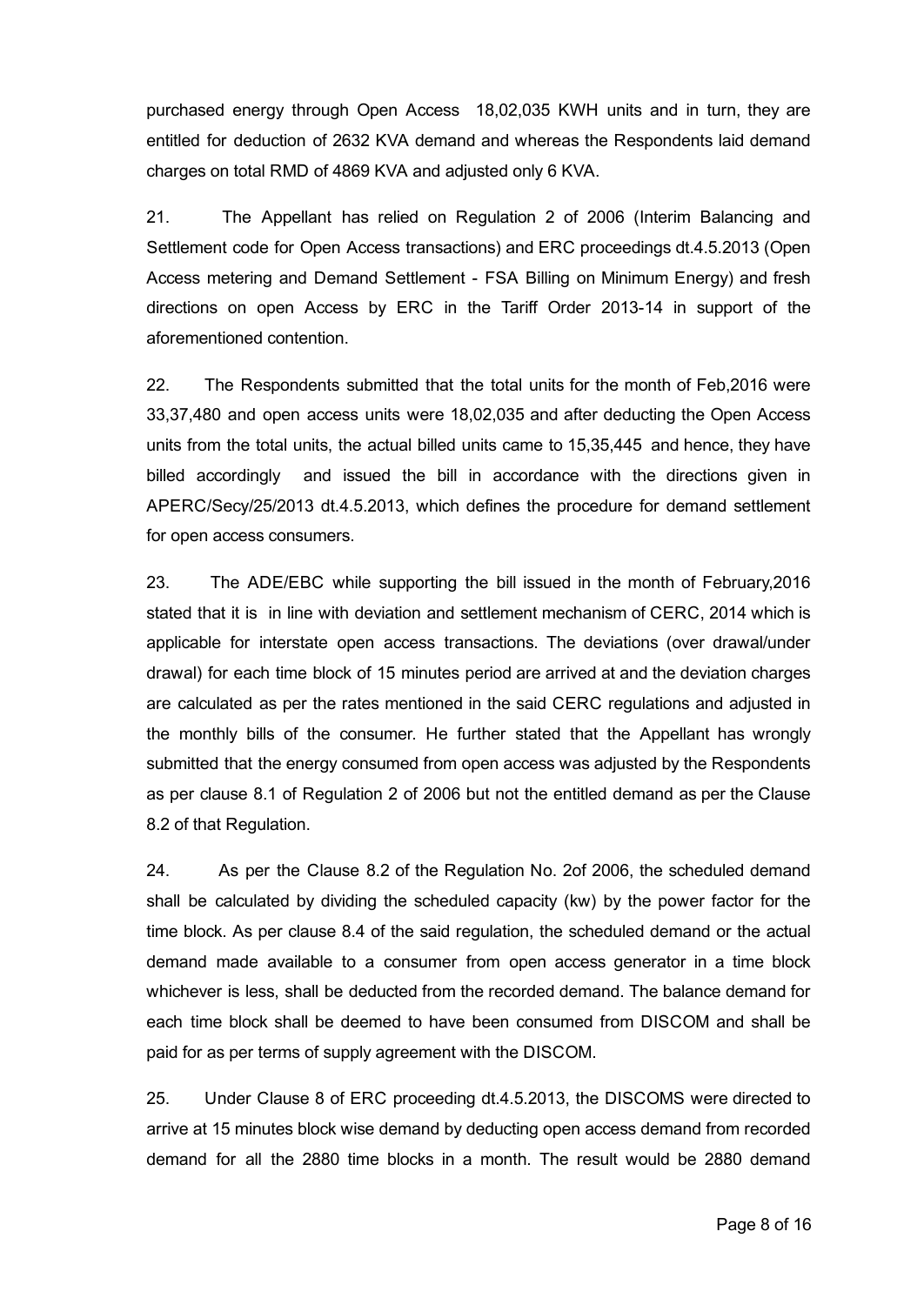purchased energy through Open Access 18,02,035 KWH units and in turn, they are entitled for deduction of 2632 KVA demand and whereas the Respondents laid demand charges on total RMD of 4869 KVA and adjusted only 6 KVA.

21. The Appellant has relied on Regulation 2 of 2006 (Interim Balancing and Settlement code for Open Access transactions) and ERC proceedings dt.4.5.2013 (Open Access metering and Demand Settlement - FSA Billing on Minimum Energy) and fresh directions on open Access by ERC in the Tariff Order 2013-14 in support of the aforementioned contention.

22. The Respondents submitted that the total units for the month of Feb,2016 were 33,37,480 and open access units were 18,02,035 and after deducting the Open Access units from the total units, the actual billed units came to 15,35,445 and hence, they have billed accordingly and issued the bill in accordance with the directions given in APERC/Secy/25/2013 dt.4.5.2013, which defines the procedure for demand settlement for open access consumers.

23. The ADE/EBC while supporting the bill issued in the month of February,2016 stated that it is in line with deviation and settlement mechanism of CERC, 2014 which is applicable for interstate open access transactions. The deviations (over drawal/under drawal) for each time block of 15 minutes period are arrived at and the deviation charges are calculated as per the rates mentioned in the said CERC regulations and adjusted in the monthly bills of the consumer. He further stated that the Appellant has wrongly submitted that the energy consumed from open access was adjusted by the Respondents as per clause 8.1 of Regulation 2 of 2006 but not the entitled demand as per the Clause 8.2 of that Regulation.

24. As per the Clause 8.2 of the Regulation No. 2of 2006, the scheduled demand shall be calculated by dividing the scheduled capacity (kw) by the power factor for the time block. As per clause 8.4 of the said regulation, the scheduled demand or the actual demand made available to a consumer from open access generator in a time block whichever is less, shall be deducted from the recorded demand. The balance demand for each time block shall be deemed to have been consumed from DISCOM and shall be paid for as per terms of supply agreement with the DISCOM.

25. Under Clause 8 of ERC proceeding dt.4.5.2013, the DISCOMS were directed to arrive at 15 minutes block wise demand by deducting open access demand from recorded demand for all the 2880 time blocks in a month. The result would be 2880 demand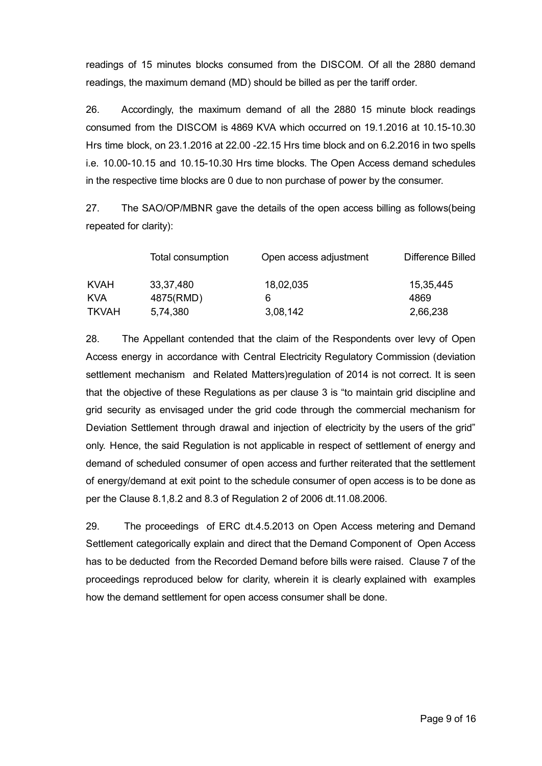readings of 15 minutes blocks consumed from the DISCOM. Of all the 2880 demand readings, the maximum demand (MD) should be billed as per the tariff order.

26. Accordingly, the maximum demand of all the 2880 15 minute block readings consumed from the DISCOM is 4869 KVA which occurred on 19.1.2016 at 10.15-10.30 Hrs time block, on 23.1.2016 at 22.00 -22.15 Hrs time block and on 6.2.2016 in two spells i.e. 10.00-10.15 and 10.15-10.30 Hrs time blocks. The Open Access demand schedules in the respective time blocks are 0 due to non purchase of power by the consumer.

27. The SAO/OP/MBNR gave the details of the open access billing as follows(being repeated for clarity):

| | Total consumption | Open access adjustment | Difference Billed |
|---|---|---|---|
| KVAH | 33,37,480 | 18,02,035 | 15,35,445 |
| KVA | 4875(RMD) | 6 | 4869 |
| TKVAH | 5,74,380 | 3,08,142 | 2,66,238 |

28. The Appellant contended that the claim of the Respondents over levy of Open Access energy in accordance with Central Electricity Regulatory Commission (deviation settlement mechanism and Related Matters)regulation of 2014 is not correct. It is seen that the objective of these Regulations as per clause 3 is "to maintain grid discipline and grid security as envisaged under the grid code through the commercial mechanism for Deviation Settlement through drawal and injection of electricity by the users of the grid" only. Hence, the said Regulation is not applicable in respect of settlement of energy and demand of scheduled consumer of open access and further reiterated that the settlement of energy/demand at exit point to the schedule consumer of open access is to be done as per the Clause 8.1,8.2 and 8.3 of Regulation 2 of 2006 dt.11.08.2006.

29. The proceedings of ERC dt.4.5.2013 on Open Access metering and Demand Settlement categorically explain and direct that the Demand Component of Open Access has to be deducted from the Recorded Demand before bills were raised. Clause 7 of the proceedings reproduced below for clarity, wherein it is clearly explained with examples how the demand settlement for open access consumer shall be done.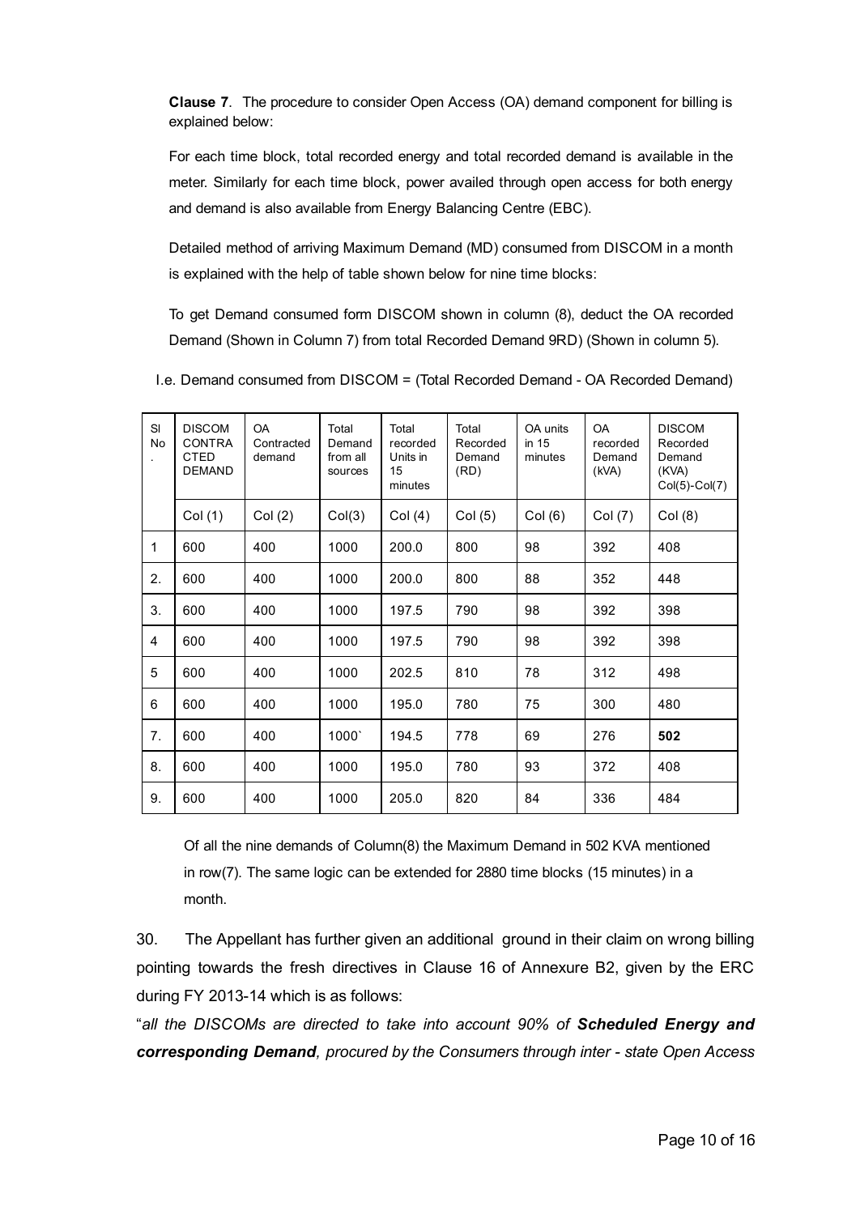**Clause 7**. The procedure to consider Open Access (OA) demand component for billing is explained below:

For each time block, total recorded energy and total recorded demand is available in the meter. Similarly for each time block, power availed through open access for both energy and demand is also available from Energy Balancing Centre (EBC).

Detailed method of arriving Maximum Demand (MD) consumed from DISCOM in a month is explained with the help of table shown below for nine time blocks:

To get Demand consumed form DISCOM shown in column (8), deduct the OA recorded Demand (Shown in Column 7) from total Recorded Demand 9RD) (Shown in column 5).

I.e. Demand consumed from DISCOM = (Total Recorded Demand - OA Recorded Demand)

| Sl No. | DISCOM CONTRACTED DEMAND | OA Contracted demand | Total Demand from all sources | Total recorded Units in 15 minutes | Total Recorded Demand (RD) | OA units in 15 minutes | OA recorded Demand (kVA) | DISCOM Recorded Demand (KVA) Col(5)-Col(7) |
|---|---|---|---|---|---|---|---|---|
| | Col (1) | Col (2) | Col(3) | Col (4) | Col (5) | Col (6) | Col (7) | Col (8) |
| 1 | 600 | 400 | 1000 | 200.0 | 800 | 98 | 392 | 408 |
| 2. | 600 | 400 | 1000 | 200.0 | 800 | 88 | 352 | 448 |
| 3. | 600 | 400 | 1000 | 197.5 | 790 | 98 | 392 | 398 |
| 4 | 600 | 400 | 1000 | 197.5 | 790 | 98 | 392 | 398 |
| 5 | 600 | 400 | 1000 | 202.5 | 810 | 78 | 312 | 498 |
| 6 | 600 | 400 | 1000 | 195.0 | 780 | 75 | 300 | 480 |
| 7. | 600 | 400 | 1000` | 194.5 | 778 | 69 | 276 | **502** |
| 8. | 600 | 400 | 1000 | 195.0 | 780 | 93 | 372 | 408 |
| 9. | 600 | 400 | 1000 | 205.0 | 820 | 84 | 336 | 484 |

Of all the nine demands of Column(8) the Maximum Demand in 502 KVA mentioned in row(7). The same logic can be extended for 2880 time blocks (15 minutes) in a month.

30. The Appellant has further given an additional ground in their claim on wrong billing pointing towards the fresh directives in Clause 16 of Annexure B2, given by the ERC during FY 2013-14 which is as follows:

"*all the DISCOMs are directed to take into account 90% of **Scheduled Energy and corresponding Demand**, procured by the Consumers through inter - state Open Access*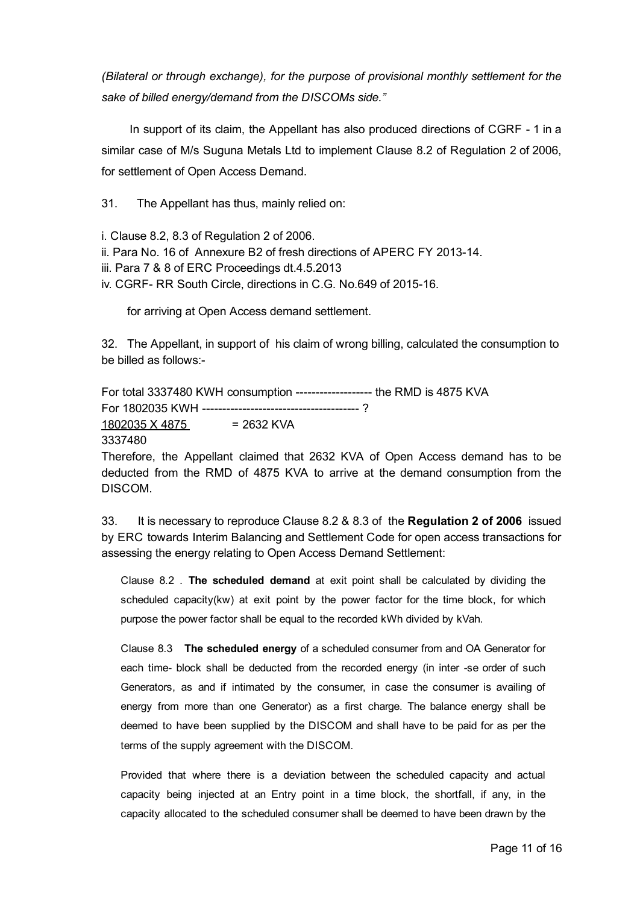*(Bilateral or through exchange), for the purpose of provisional monthly settlement for the sake of billed energy/demand from the DISCOMs side."*

In support of its claim, the Appellant has also produced directions of CGRF - 1 in a similar case of M/s Suguna Metals Ltd to implement Clause 8.2 of Regulation 2 of 2006, for settlement of Open Access Demand.

31. The Appellant has thus, mainly relied on:

i. Clause 8.2, 8.3 of Regulation 2 of 2006.
ii. Para No. 16 of Annexure B2 of fresh directions of APERC FY 2013-14.
iii. Para 7 & 8 of ERC Proceedings dt.4.5.2013
iv. CGRF- RR South Circle, directions in C.G. No.649 of 2015-16.

for arriving at Open Access demand settlement.

32. The Appellant, in support of his claim of wrong billing, calculated the consumption to be billed as follows:-

For total 3337480 KWH consumption ------------------- the RMD is 4875 KVA
For 1802035 KWH --------------------------------------- ?

$$\frac{1802035 \times 4875}{3337480} = 2632 \text{ KVA}$$

Therefore, the Appellant claimed that 2632 KVA of Open Access demand has to be deducted from the RMD of 4875 KVA to arrive at the demand consumption from the DISCOM.

33. It is necessary to reproduce Clause 8.2 & 8.3 of the **Regulation 2 of 2006** issued by ERC towards Interim Balancing and Settlement Code for open access transactions for assessing the energy relating to Open Access Demand Settlement:

> Clause 8.2 . **The scheduled demand** at exit point shall be calculated by dividing the scheduled capacity(kw) at exit point by the power factor for the time block, for which purpose the power factor shall be equal to the recorded kWh divided by kVah.
>
> Clause 8.3 **The scheduled energy** of a scheduled consumer from and OA Generator for each time- block shall be deducted from the recorded energy (in inter -se order of such Generators, as and if intimated by the consumer, in case the consumer is availing of energy from more than one Generator) as a first charge. The balance energy shall be deemed to have been supplied by the DISCOM and shall have to be paid for as per the terms of the supply agreement with the DISCOM.
>
> Provided that where there is a deviation between the scheduled capacity and actual capacity being injected at an Entry point in a time block, the shortfall, if any, in the capacity allocated to the scheduled consumer shall be deemed to have been drawn by the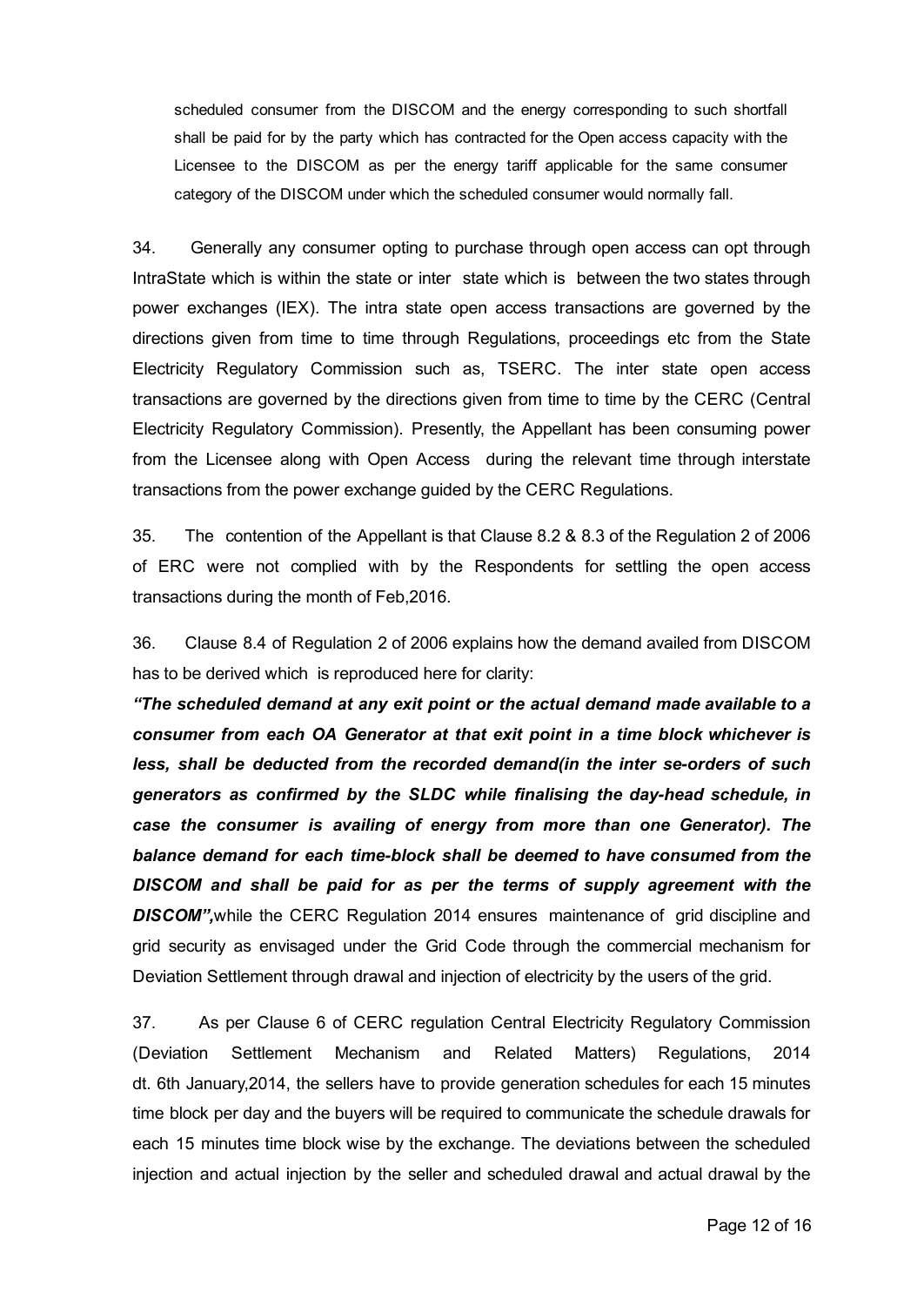scheduled consumer from the DISCOM and the energy corresponding to such shortfall shall be paid for by the party which has contracted for the Open access capacity with the Licensee to the DISCOM as per the energy tariff applicable for the same consumer category of the DISCOM under which the scheduled consumer would normally fall.

34. Generally any consumer opting to purchase through open access can opt through IntraState which is within the state or inter state which is between the two states through power exchanges (IEX). The intra state open access transactions are governed by the directions given from time to time through Regulations, proceedings etc from the State Electricity Regulatory Commission such as, TSERC. The inter state open access transactions are governed by the directions given from time to time by the CERC (Central Electricity Regulatory Commission). Presently, the Appellant has been consuming power from the Licensee along with Open Access during the relevant time through interstate transactions from the power exchange guided by the CERC Regulations.

35. The contention of the Appellant is that Clause 8.2 & 8.3 of the Regulation 2 of 2006 of ERC were not complied with by the Respondents for settling the open access transactions during the month of Feb,2016.

36. Clause 8.4 of Regulation 2 of 2006 explains how the demand availed from DISCOM has to be derived which is reproduced here for clarity:

***"The scheduled demand at any exit point or the actual demand made available to a consumer from each OA Generator at that exit point in a time block whichever is less, shall be deducted from the recorded demand(in the inter se-orders of such generators as confirmed by the SLDC while finalising the day-head schedule, in case the consumer is availing of energy from more than one Generator). The balance demand for each time-block shall be deemed to have consumed from the DISCOM and shall be paid for as per the terms of supply agreement with the DISCOM",*** while the CERC Regulation 2014 ensures maintenance of grid discipline and grid security as envisaged under the Grid Code through the commercial mechanism for Deviation Settlement through drawal and injection of electricity by the users of the grid.

37. As per Clause 6 of CERC regulation Central Electricity Regulatory Commission (Deviation Settlement Mechanism and Related Matters) Regulations, 2014 dt. 6th January,2014, the sellers have to provide generation schedules for each 15 minutes time block per day and the buyers will be required to communicate the schedule drawals for each 15 minutes time block wise by the exchange. The deviations between the scheduled injection and actual injection by the seller and scheduled drawal and actual drawal by the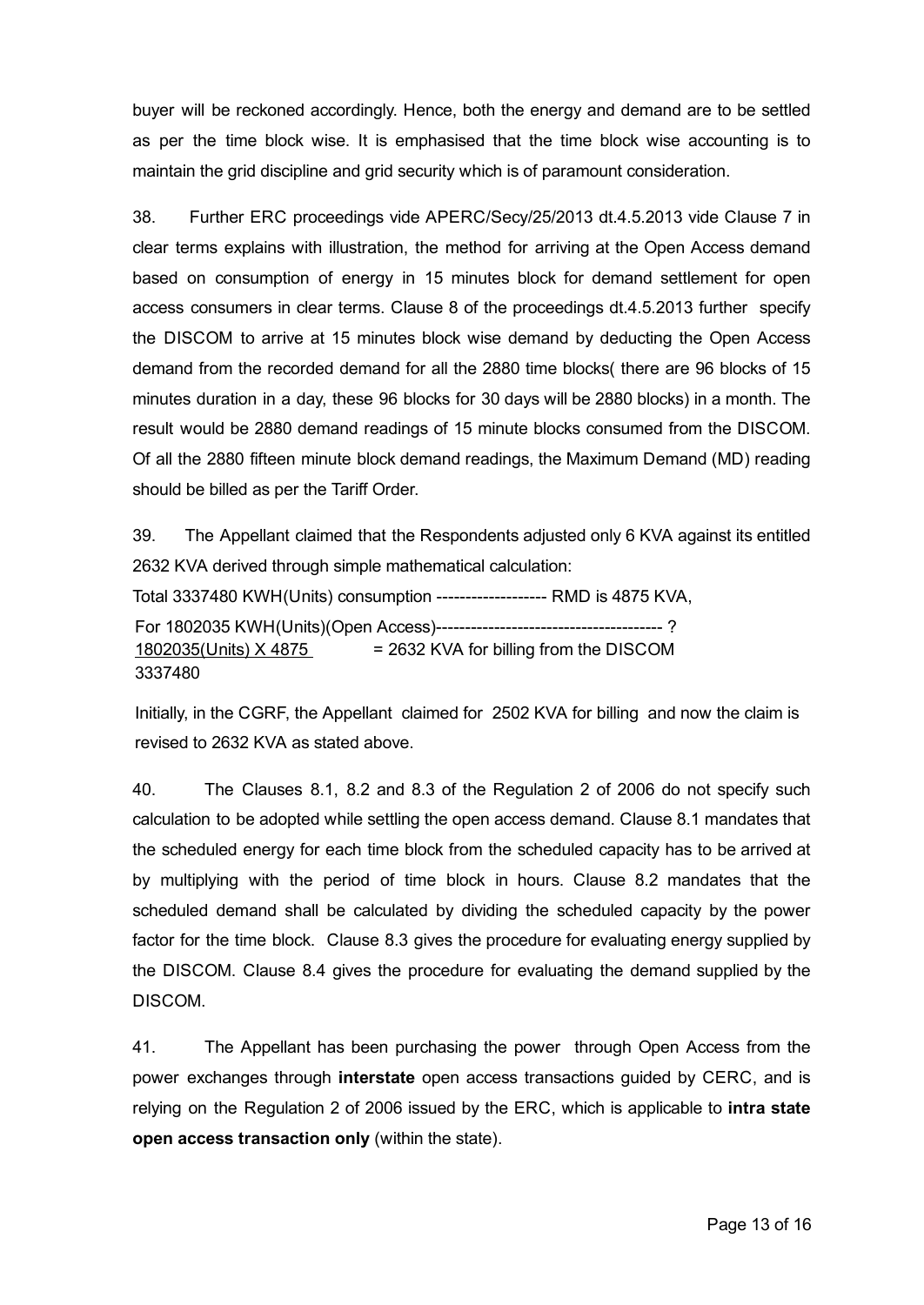buyer will be reckoned accordingly. Hence, both the energy and demand are to be settled as per the time block wise. It is emphasised that the time block wise accounting is to maintain the grid discipline and grid security which is of paramount consideration.

38. Further ERC proceedings vide APERC/Secy/25/2013 dt.4.5.2013 vide Clause 7 in clear terms explains with illustration, the method for arriving at the Open Access demand based on consumption of energy in 15 minutes block for demand settlement for open access consumers in clear terms. Clause 8 of the proceedings dt.4.5.2013 further specify the DISCOM to arrive at 15 minutes block wise demand by deducting the Open Access demand from the recorded demand for all the 2880 time blocks( there are 96 blocks of 15 minutes duration in a day, these 96 blocks for 30 days will be 2880 blocks) in a month. The result would be 2880 demand readings of 15 minute blocks consumed from the DISCOM. Of all the 2880 fifteen minute block demand readings, the Maximum Demand (MD) reading should be billed as per the Tariff Order.

39. The Appellant claimed that the Respondents adjusted only 6 KVA against its entitled 2632 KVA derived through simple mathematical calculation:

Total 3337480 KWH(Units) consumption ------------------- RMD is 4875 KVA,

For 1802035 KWH(Units)(Open Access)--------------------------------------- ?

$$\frac{1802035 \text{(Units)} \times 4875}{3337480} = 2632 \text{ KVA for billing from the DISCOM}$$

Initially, in the CGRF, the Appellant claimed for 2502 KVA for billing and now the claim is revised to 2632 KVA as stated above.

40. The Clauses 8.1, 8.2 and 8.3 of the Regulation 2 of 2006 do not specify such calculation to be adopted while settling the open access demand. Clause 8.1 mandates that the scheduled energy for each time block from the scheduled capacity has to be arrived at by multiplying with the period of time block in hours. Clause 8.2 mandates that the scheduled demand shall be calculated by dividing the scheduled capacity by the power factor for the time block. Clause 8.3 gives the procedure for evaluating energy supplied by the DISCOM. Clause 8.4 gives the procedure for evaluating the demand supplied by the DISCOM.

41. The Appellant has been purchasing the power through Open Access from the power exchanges through **interstate** open access transactions guided by CERC, and is relying on the Regulation 2 of 2006 issued by the ERC, which is applicable to **intra state open access transaction only** (within the state).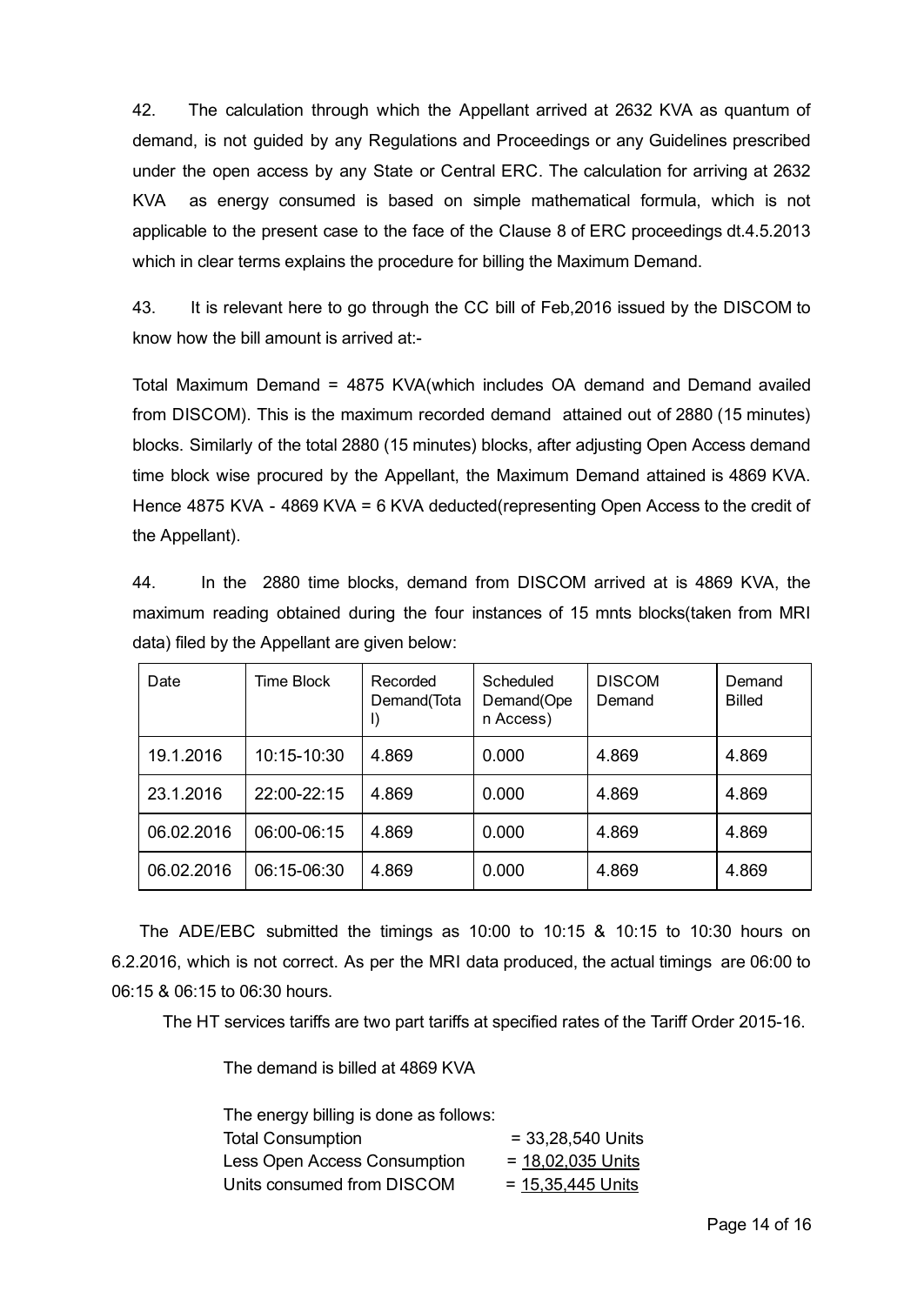42. The calculation through which the Appellant arrived at 2632 KVA as quantum of demand, is not guided by any Regulations and Proceedings or any Guidelines prescribed under the open access by any State or Central ERC. The calculation for arriving at 2632 KVA as energy consumed is based on simple mathematical formula, which is not applicable to the present case to the face of the Clause 8 of ERC proceedings dt.4.5.2013 which in clear terms explains the procedure for billing the Maximum Demand.

43. It is relevant here to go through the CC bill of Feb,2016 issued by the DISCOM to know how the bill amount is arrived at:-

Total Maximum Demand = 4875 KVA(which includes OA demand and Demand availed from DISCOM). This is the maximum recorded demand attained out of 2880 (15 minutes) blocks. Similarly of the total 2880 (15 minutes) blocks, after adjusting Open Access demand time block wise procured by the Appellant, the Maximum Demand attained is 4869 KVA. Hence 4875 KVA - 4869 KVA = 6 KVA deducted(representing Open Access to the credit of the Appellant).

44. In the 2880 time blocks, demand from DISCOM arrived at is 4869 KVA, the maximum reading obtained during the four instances of 15 mnts blocks(taken from MRI data) filed by the Appellant are given below:

| Date | Time Block | Recorded Demand(Total) | Scheduled Demand(Open Access) | DISCOM Demand | Demand Billed |
|---|---|---|---|---|---|
| 19.1.2016 | 10:15-10:30 | 4.869 | 0.000 | 4.869 | 4.869 |
| 23.1.2016 | 22:00-22:15 | 4.869 | 0.000 | 4.869 | 4.869 |
| 06.02.2016 | 06:00-06:15 | 4.869 | 0.000 | 4.869 | 4.869 |
| 06.02.2016 | 06:15-06:30 | 4.869 | 0.000 | 4.869 | 4.869 |

The ADE/EBC submitted the timings as 10:00 to 10:15 & 10:15 to 10:30 hours on 6.2.2016, which is not correct. As per the MRI data produced, the actual timings are 06:00 to 06:15 & 06:15 to 06:30 hours.

The HT services tariffs are two part tariffs at specified rates of the Tariff Order 2015-16.

The demand is billed at 4869 KVA

The energy billing is done as follows:

| | |
|---|---|
| Total Consumption | = 33,28,540 Units |
| Less Open Access Consumption | = 18,02,035 Units |
| Units consumed from DISCOM | = 15,35,445 Units |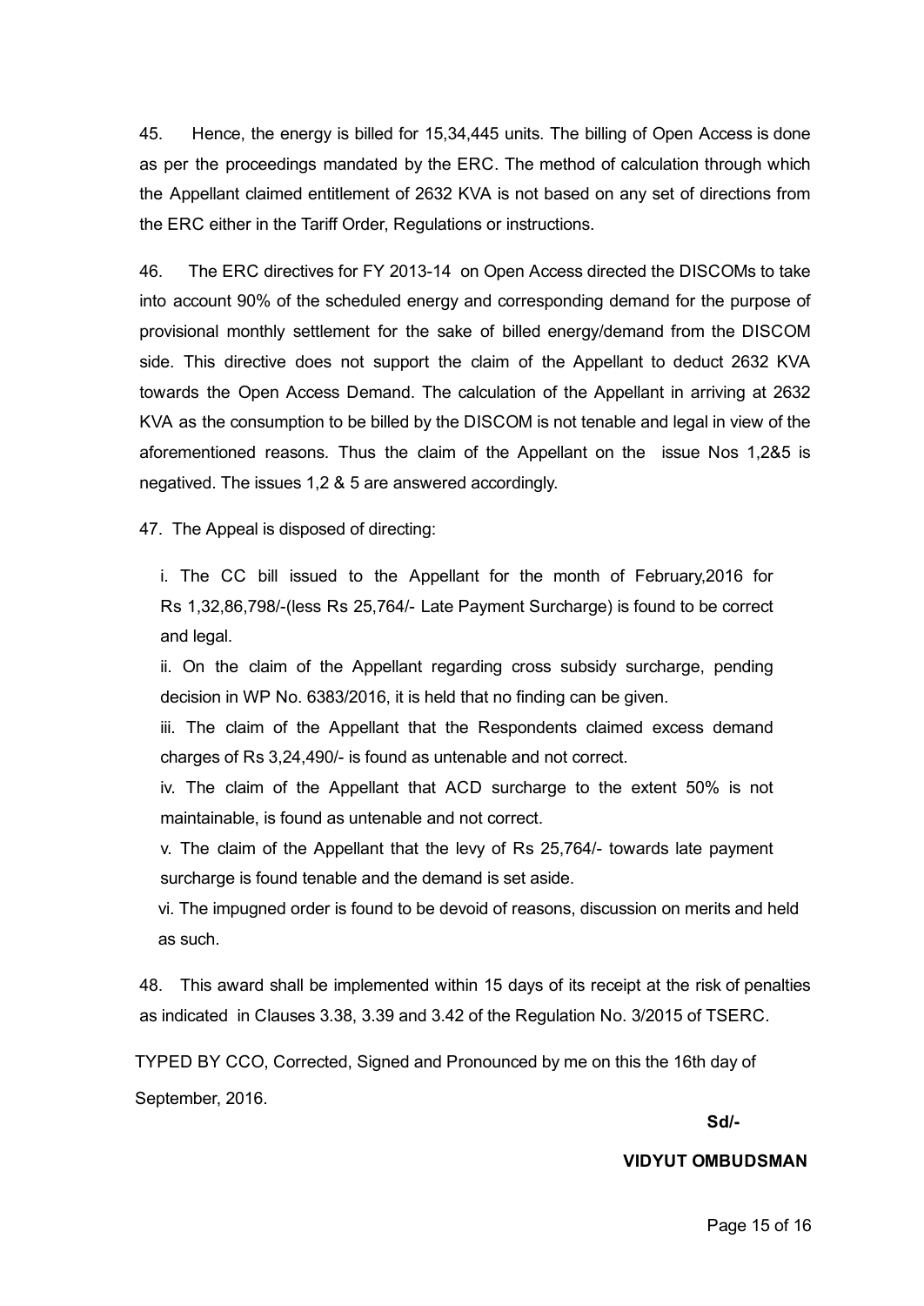45. Hence, the energy is billed for 15,34,445 units. The billing of Open Access is done as per the proceedings mandated by the ERC. The method of calculation through which the Appellant claimed entitlement of 2632 KVA is not based on any set of directions from the ERC either in the Tariff Order, Regulations or instructions.

46. The ERC directives for FY 2013-14 on Open Access directed the DISCOMs to take into account 90% of the scheduled energy and corresponding demand for the purpose of provisional monthly settlement for the sake of billed energy/demand from the DISCOM side. This directive does not support the claim of the Appellant to deduct 2632 KVA towards the Open Access Demand. The calculation of the Appellant in arriving at 2632 KVA as the consumption to be billed by the DISCOM is not tenable and legal in view of the aforementioned reasons. Thus the claim of the Appellant on the issue Nos 1,2&5 is negatived. The issues 1,2 & 5 are answered accordingly.

47. The Appeal is disposed of directing:

i. The CC bill issued to the Appellant for the month of February,2016 for Rs 1,32,86,798/-(less Rs 25,764/- Late Payment Surcharge) is found to be correct and legal.

ii. On the claim of the Appellant regarding cross subsidy surcharge, pending decision in WP No. 6383/2016, it is held that no finding can be given.

iii. The claim of the Appellant that the Respondents claimed excess demand charges of Rs 3,24,490/- is found as untenable and not correct.

iv. The claim of the Appellant that ACD surcharge to the extent 50% is not maintainable, is found as untenable and not correct.

v. The claim of the Appellant that the levy of Rs 25,764/- towards late payment surcharge is found tenable and the demand is set aside.

vi. The impugned order is found to be devoid of reasons, discussion on merits and held as such.

48. This award shall be implemented within 15 days of its receipt at the risk of penalties as indicated in Clauses 3.38, 3.39 and 3.42 of the Regulation No. 3/2015 of TSERC.

TYPED BY CCO, Corrected, Signed and Pronounced by me on this the 16th day of September, 2016.

**Sd/-**

**VIDYUT OMBUDSMAN**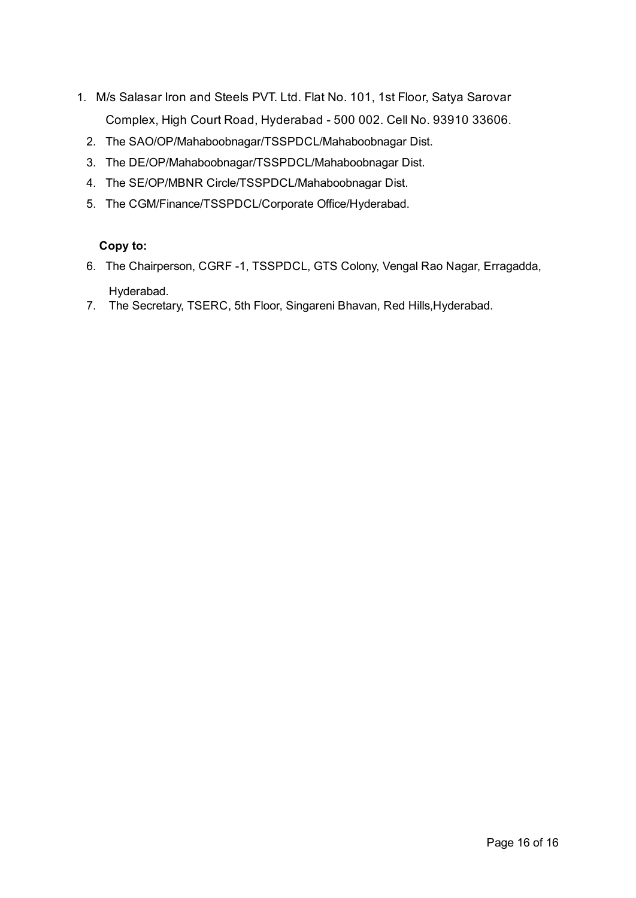1. M/s Salasar Iron and Steels PVT. Ltd. Flat No. 101, 1st Floor, Satya Sarovar Complex, High Court Road, Hyderabad - 500 002. Cell No. 93910 33606.
2. The SAO/OP/Mahaboobnagar/TSSPDCL/Mahaboobnagar Dist.
3. The DE/OP/Mahaboobnagar/TSSPDCL/Mahaboobnagar Dist.
4. The SE/OP/MBNR Circle/TSSPDCL/Mahaboobnagar Dist.
5. The CGM/Finance/TSSPDCL/Corporate Office/Hyderabad.

**Copy to:**

6. The Chairperson, CGRF -1, TSSPDCL, GTS Colony, Vengal Rao Nagar, Erragadda, Hyderabad.
7. The Secretary, TSERC, 5th Floor, Singareni Bhavan, Red Hills,Hyderabad.